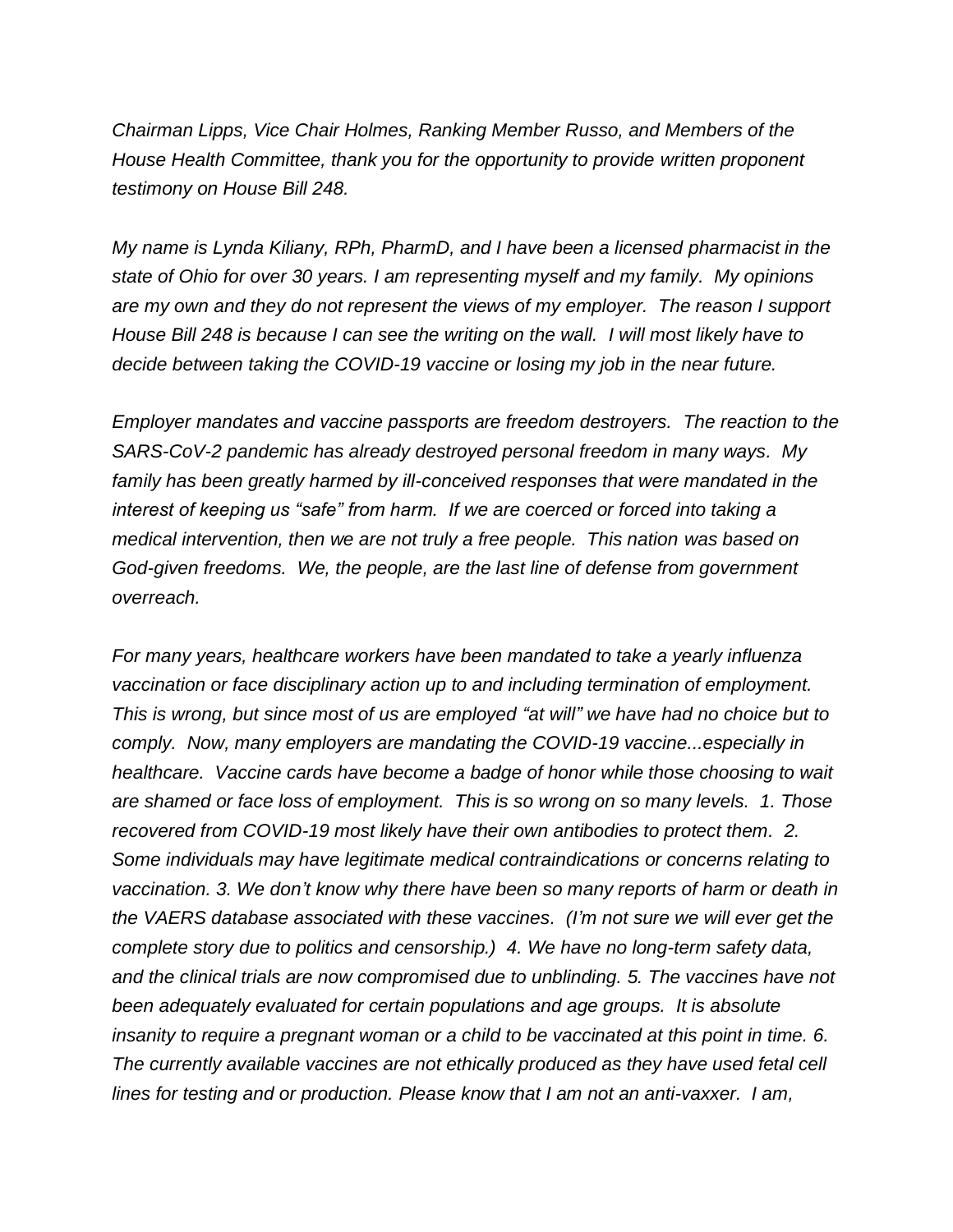*Chairman Lipps, Vice Chair Holmes, Ranking Member Russo, and Members of the House Health Committee, thank you for the opportunity to provide written proponent testimony on House Bill 248.*

*My name is Lynda Kiliany, RPh, PharmD, and I have been a licensed pharmacist in the state of Ohio for over 30 years. I am representing myself and my family. My opinions are my own and they do not represent the views of my employer. The reason I support House Bill 248 is because I can see the writing on the wall. I will most likely have to decide between taking the COVID-19 vaccine or losing my job in the near future.*

*Employer mandates and vaccine passports are freedom destroyers. The reaction to the SARS-CoV-2 pandemic has already destroyed personal freedom in many ways. My family has been greatly harmed by ill-conceived responses that were mandated in the interest of keeping us "safe" from harm. If we are coerced or forced into taking a medical intervention, then we are not truly a free people. This nation was based on God-given freedoms. We, the people, are the last line of defense from government overreach.*

*For many years, healthcare workers have been mandated to take a yearly influenza vaccination or face disciplinary action up to and including termination of employment. This is wrong, but since most of us are employed "at will" we have had no choice but to comply. Now, many employers are mandating the COVID-19 vaccine...especially in healthcare. Vaccine cards have become a badge of honor while those choosing to wait are shamed or face loss of employment. This is so wrong on so many levels. 1. Those recovered from COVID-19 most likely have their own antibodies to protect them. 2. Some individuals may have legitimate medical contraindications or concerns relating to vaccination. 3. We don't know why there have been so many reports of harm or death in the VAERS database associated with these vaccines. (I'm not sure we will ever get the complete story due to politics and censorship.) 4. We have no long-term safety data, and the clinical trials are now compromised due to unblinding. 5. The vaccines have not been adequately evaluated for certain populations and age groups. It is absolute insanity to require a pregnant woman or a child to be vaccinated at this point in time. 6. The currently available vaccines are not ethically produced as they have used fetal cell lines for testing and or production. Please know that I am not an anti-vaxxer. I am,*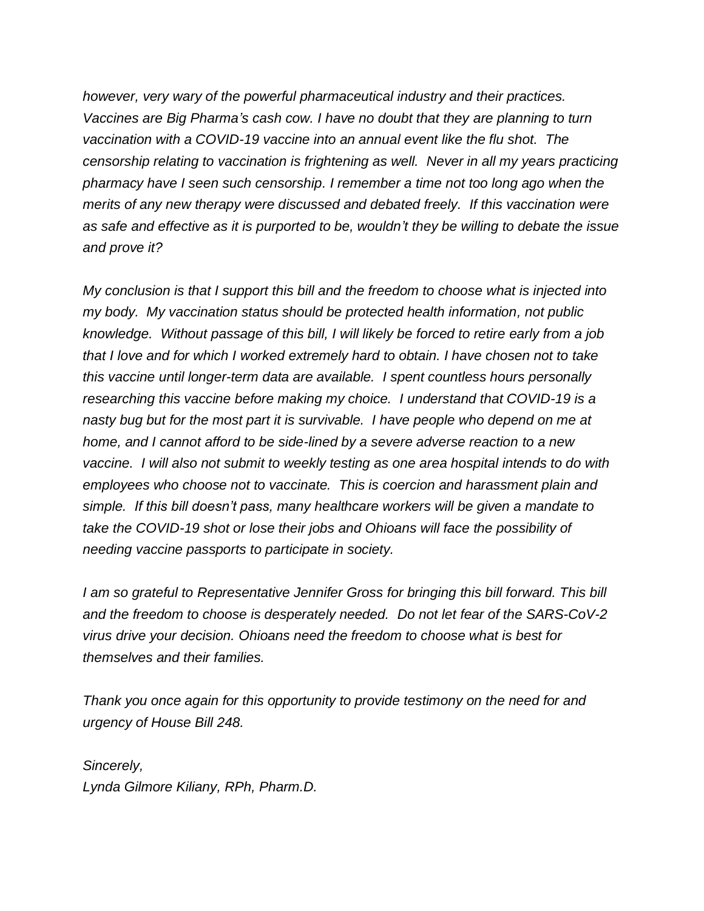*however, very wary of the powerful pharmaceutical industry and their practices. Vaccines are Big Pharma's cash cow. I have no doubt that they are planning to turn vaccination with a COVID-19 vaccine into an annual event like the flu shot. The censorship relating to vaccination is frightening as well. Never in all my years practicing pharmacy have I seen such censorship. I remember a time not too long ago when the merits of any new therapy were discussed and debated freely. If this vaccination were as safe and effective as it is purported to be, wouldn't they be willing to debate the issue and prove it?*

*My conclusion is that I support this bill and the freedom to choose what is injected into my body. My vaccination status should be protected health information, not public knowledge. Without passage of this bill, I will likely be forced to retire early from a job that I love and for which I worked extremely hard to obtain. I have chosen not to take this vaccine until longer-term data are available. I spent countless hours personally researching this vaccine before making my choice. I understand that COVID-19 is a nasty bug but for the most part it is survivable. I have people who depend on me at home, and I cannot afford to be side-lined by a severe adverse reaction to a new vaccine. I will also not submit to weekly testing as one area hospital intends to do with employees who choose not to vaccinate. This is coercion and harassment plain and simple. If this bill doesn't pass, many healthcare workers will be given a mandate to take the COVID-19 shot or lose their jobs and Ohioans will face the possibility of needing vaccine passports to participate in society.*

*I am so grateful to Representative Jennifer Gross for bringing this bill forward. This bill and the freedom to choose is desperately needed. Do not let fear of the SARS-CoV-2 virus drive your decision. Ohioans need the freedom to choose what is best for themselves and their families.*

*Thank you once again for this opportunity to provide testimony on the need for and urgency of House Bill 248.*

*Sincerely,*
*Lynda Gilmore Kiliany, RPh, Pharm.D.*